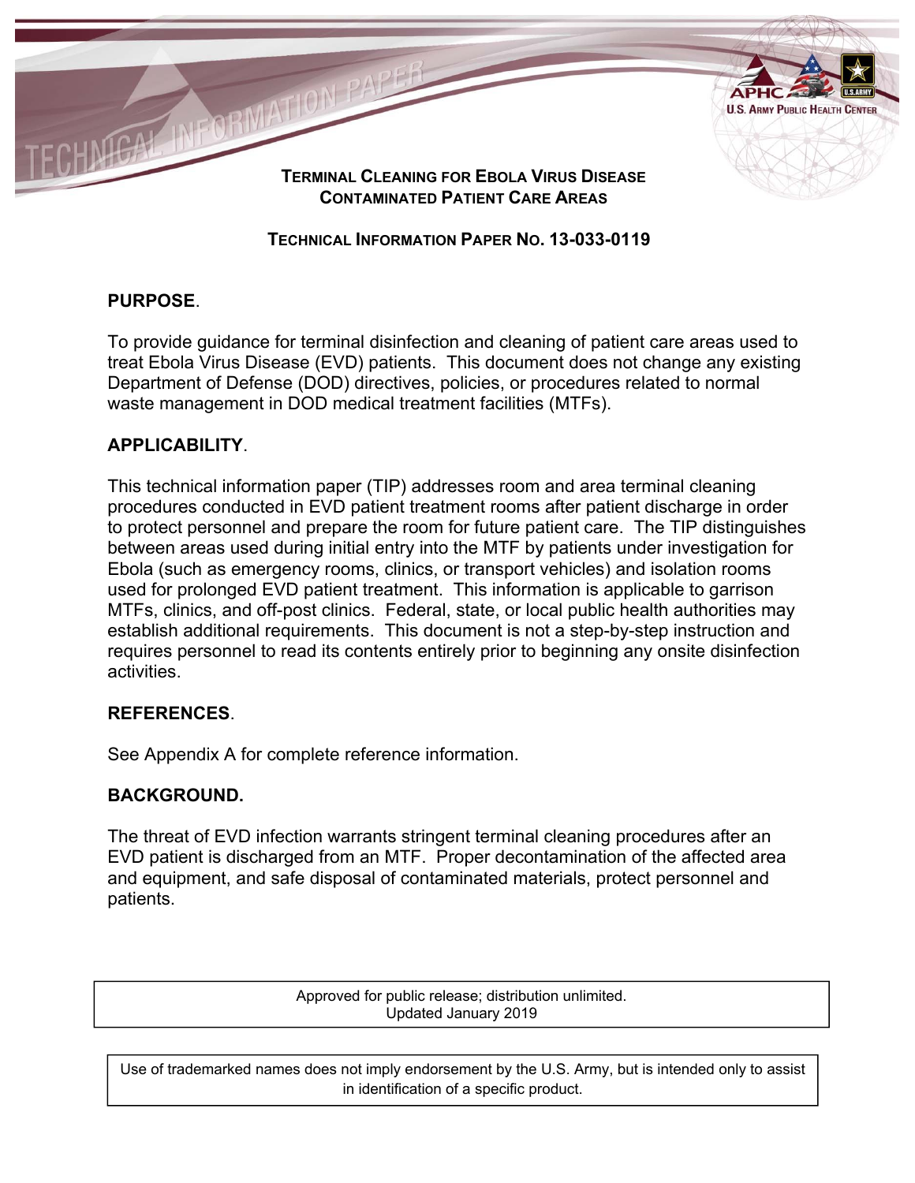# TERMINAL CLEANING FOR EBOLA VIRUS DISEASE CONTAMINATED PATIENT CARE AREAS

## TECHNICAL INFORMATION PAPER NO. 13-033-0119

## PURPOSE.

To provide guidance for terminal disinfection and cleaning of patient care areas used to treat Ebola Virus Disease (EVD) patients. This document does not change any existing Department of Defense (DOD) directives, policies, or procedures related to normal waste management in DOD medical treatment facilities (MTFs).

## APPLICABILITY.

This technical information paper (TIP) addresses room and area terminal cleaning procedures conducted in EVD patient treatment rooms after patient discharge in order to protect personnel and prepare the room for future patient care. The TIP distinguishes between areas used during initial entry into the MTF by patients under investigation for Ebola (such as emergency rooms, clinics, or transport vehicles) and isolation rooms used for prolonged EVD patient treatment. This information is applicable to garrison MTFs, clinics, and off-post clinics. Federal, state, or local public health authorities may establish additional requirements. This document is not a step-by-step instruction and requires personnel to read its contents entirely prior to beginning any onsite disinfection activities.

## REFERENCES.

See Appendix A for complete reference information.

## BACKGROUND.

The threat of EVD infection warrants stringent terminal cleaning procedures after an EVD patient is discharged from an MTF. Proper decontamination of the affected area and equipment, and safe disposal of contaminated materials, protect personnel and patients.

Approved for public release; distribution unlimited.
Updated January 2019

Use of trademarked names does not imply endorsement by the U.S. Army, but is intended only to assist in identification of a specific product.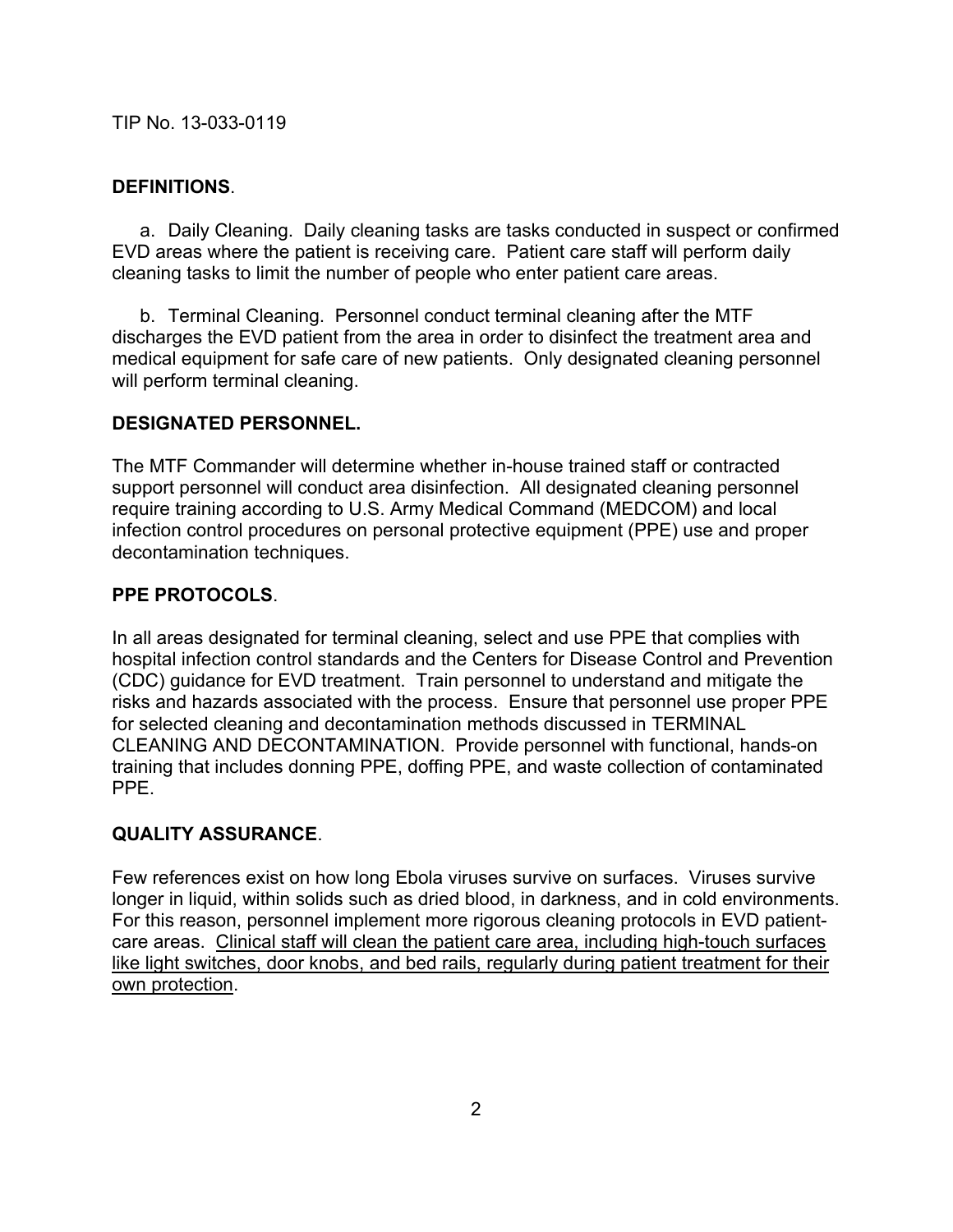**DEFINITIONS**.

a. Daily Cleaning. Daily cleaning tasks are tasks conducted in suspect or confirmed EVD areas where the patient is receiving care. Patient care staff will perform daily cleaning tasks to limit the number of people who enter patient care areas.

b. Terminal Cleaning. Personnel conduct terminal cleaning after the MTF discharges the EVD patient from the area in order to disinfect the treatment area and medical equipment for safe care of new patients. Only designated cleaning personnel will perform terminal cleaning.

**DESIGNATED PERSONNEL.**

The MTF Commander will determine whether in-house trained staff or contracted support personnel will conduct area disinfection. All designated cleaning personnel require training according to U.S. Army Medical Command (MEDCOM) and local infection control procedures on personal protective equipment (PPE) use and proper decontamination techniques.

**PPE PROTOCOLS**.

In all areas designated for terminal cleaning, select and use PPE that complies with hospital infection control standards and the Centers for Disease Control and Prevention (CDC) guidance for EVD treatment. Train personnel to understand and mitigate the risks and hazards associated with the process. Ensure that personnel use proper PPE for selected cleaning and decontamination methods discussed in TERMINAL CLEANING AND DECONTAMINATION. Provide personnel with functional, hands-on training that includes donning PPE, doffing PPE, and waste collection of contaminated PPE.

**QUALITY ASSURANCE**.

Few references exist on how long Ebola viruses survive on surfaces. Viruses survive longer in liquid, within solids such as dried blood, in darkness, and in cold environments. For this reason, personnel implement more rigorous cleaning protocols in EVD patient-care areas. <u>Clinical staff will clean the patient care area, including high-touch surfaces like light switches, door knobs, and bed rails, regularly during patient treatment for their own protection</u>.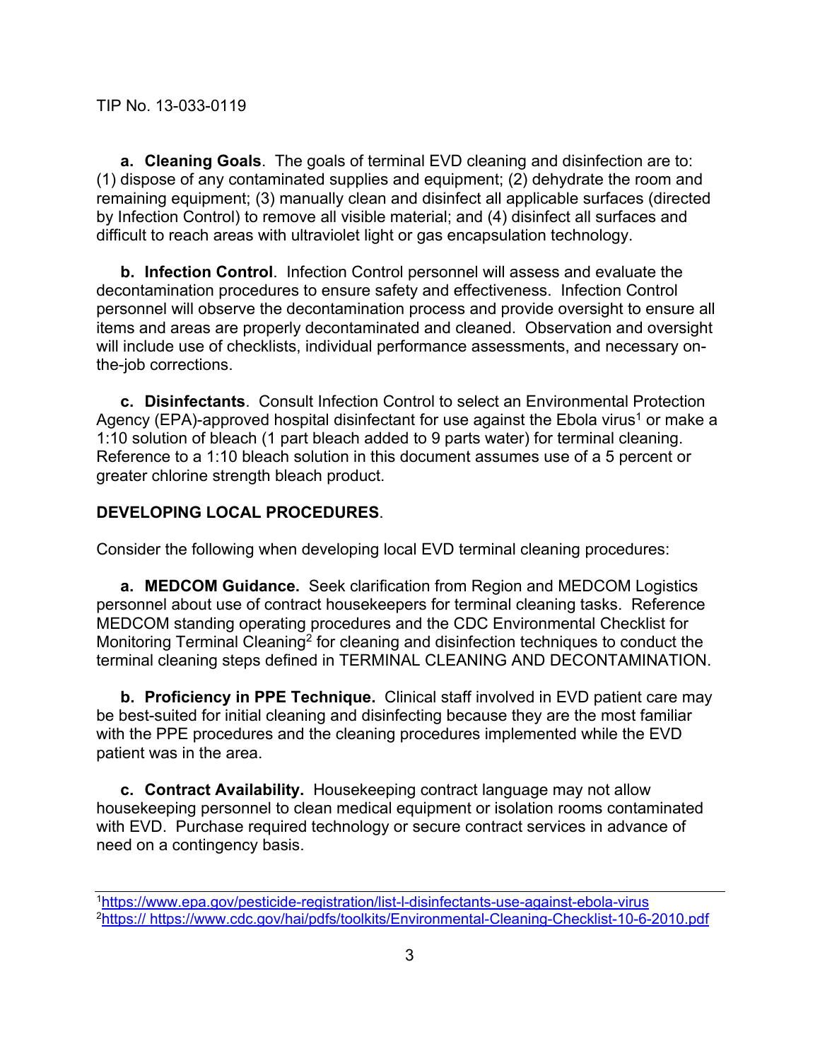**a. Cleaning Goals**. The goals of terminal EVD cleaning and disinfection are to: (1) dispose of any contaminated supplies and equipment; (2) dehydrate the room and remaining equipment; (3) manually clean and disinfect all applicable surfaces (directed by Infection Control) to remove all visible material; and (4) disinfect all surfaces and difficult to reach areas with ultraviolet light or gas encapsulation technology.

**b. Infection Control**. Infection Control personnel will assess and evaluate the decontamination procedures to ensure safety and effectiveness. Infection Control personnel will observe the decontamination process and provide oversight to ensure all items and areas are properly decontaminated and cleaned. Observation and oversight will include use of checklists, individual performance assessments, and necessary on-the-job corrections.

**c. Disinfectants**. Consult Infection Control to select an Environmental Protection Agency (EPA)-approved hospital disinfectant for use against the Ebola virus[1] or make a 1:10 solution of bleach (1 part bleach added to 9 parts water) for terminal cleaning. Reference to a 1:10 bleach solution in this document assumes use of a 5 percent or greater chlorine strength bleach product.

**DEVELOPING LOCAL PROCEDURES**.

Consider the following when developing local EVD terminal cleaning procedures:

**a. MEDCOM Guidance.** Seek clarification from Region and MEDCOM Logistics personnel about use of contract housekeepers for terminal cleaning tasks. Reference MEDCOM standing operating procedures and the CDC Environmental Checklist for Monitoring Terminal Cleaning[2] for cleaning and disinfection techniques to conduct the terminal cleaning steps defined in TERMINAL CLEANING AND DECONTAMINATION.

**b. Proficiency in PPE Technique.** Clinical staff involved in EVD patient care may be best-suited for initial cleaning and disinfecting because they are the most familiar with the PPE procedures and the cleaning procedures implemented while the EVD patient was in the area.

**c. Contract Availability.** Housekeeping contract language may not allow housekeeping personnel to clean medical equipment or isolation rooms contaminated with EVD. Purchase required technology or secure contract services in advance of need on a contingency basis.

---

[1] https://www.epa.gov/pesticide-registration/list-l-disinfectants-use-against-ebola-virus
[2] https:// https://www.cdc.gov/hai/pdfs/toolkits/Environmental-Cleaning-Checklist-10-6-2010.pdf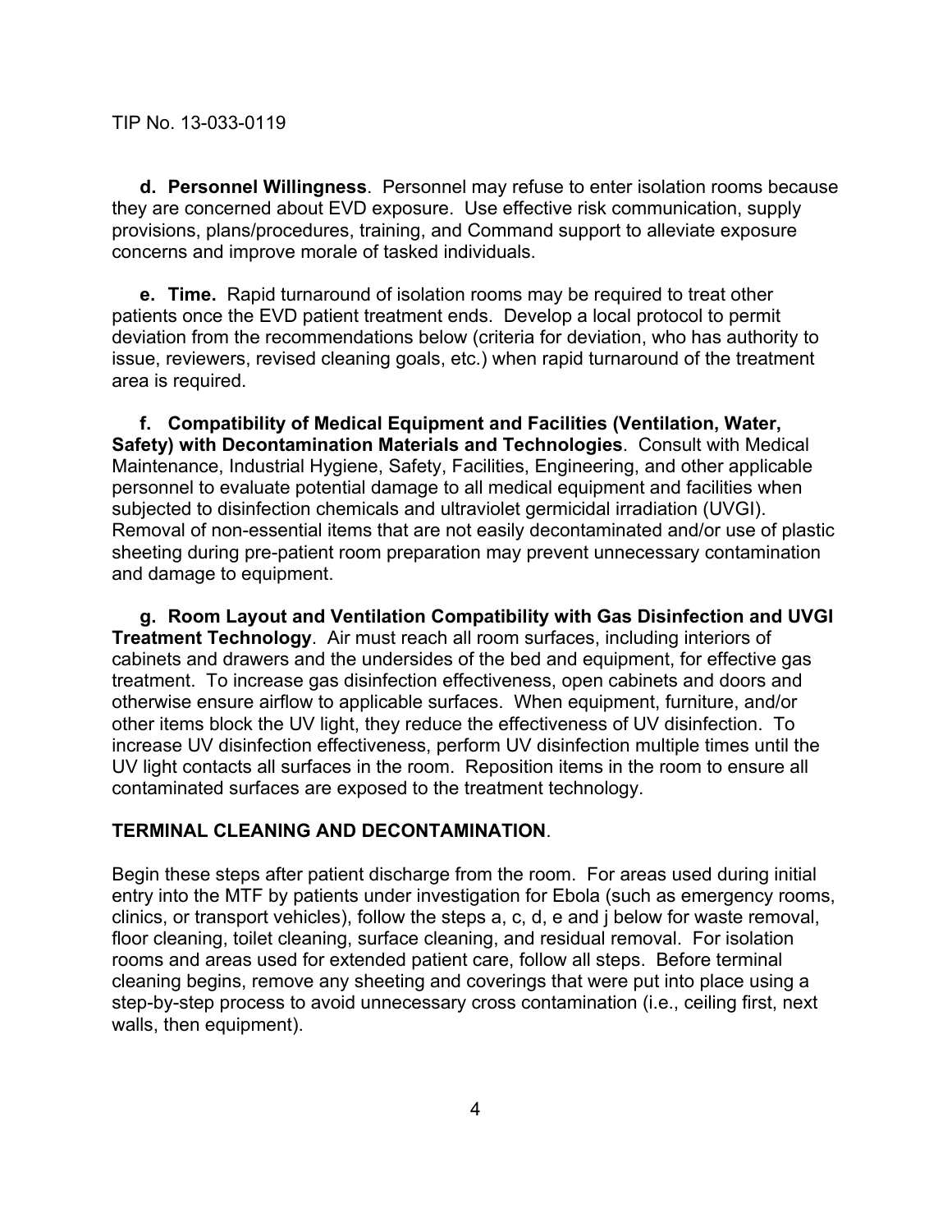**d. Personnel Willingness**. Personnel may refuse to enter isolation rooms because they are concerned about EVD exposure. Use effective risk communication, supply provisions, plans/procedures, training, and Command support to alleviate exposure concerns and improve morale of tasked individuals.

**e. Time.** Rapid turnaround of isolation rooms may be required to treat other patients once the EVD patient treatment ends. Develop a local protocol to permit deviation from the recommendations below (criteria for deviation, who has authority to issue, reviewers, revised cleaning goals, etc.) when rapid turnaround of the treatment area is required.

**f. Compatibility of Medical Equipment and Facilities (Ventilation, Water, Safety) with Decontamination Materials and Technologies**. Consult with Medical Maintenance, Industrial Hygiene, Safety, Facilities, Engineering, and other applicable personnel to evaluate potential damage to all medical equipment and facilities when subjected to disinfection chemicals and ultraviolet germicidal irradiation (UVGI). Removal of non-essential items that are not easily decontaminated and/or use of plastic sheeting during pre-patient room preparation may prevent unnecessary contamination and damage to equipment.

**g. Room Layout and Ventilation Compatibility with Gas Disinfection and UVGI Treatment Technology**. Air must reach all room surfaces, including interiors of cabinets and drawers and the undersides of the bed and equipment, for effective gas treatment. To increase gas disinfection effectiveness, open cabinets and doors and otherwise ensure airflow to applicable surfaces. When equipment, furniture, and/or other items block the UV light, they reduce the effectiveness of UV disinfection. To increase UV disinfection effectiveness, perform UV disinfection multiple times until the UV light contacts all surfaces in the room. Reposition items in the room to ensure all contaminated surfaces are exposed to the treatment technology.

## TERMINAL CLEANING AND DECONTAMINATION.

Begin these steps after patient discharge from the room. For areas used during initial entry into the MTF by patients under investigation for Ebola (such as emergency rooms, clinics, or transport vehicles), follow the steps a, c, d, e and j below for waste removal, floor cleaning, toilet cleaning, surface cleaning, and residual removal. For isolation rooms and areas used for extended patient care, follow all steps. Before terminal cleaning begins, remove any sheeting and coverings that were put into place using a step-by-step process to avoid unnecessary cross contamination (i.e., ceiling first, next walls, then equipment).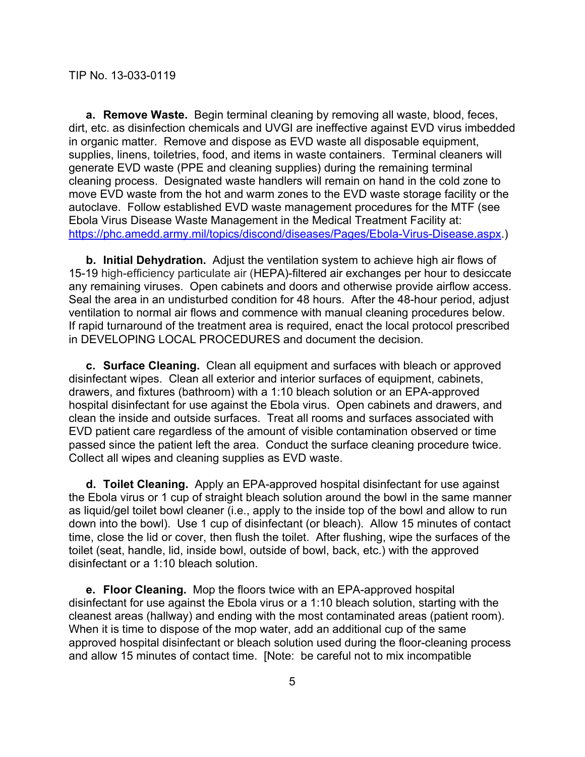**a. Remove Waste.** Begin terminal cleaning by removing all waste, blood, feces, dirt, etc. as disinfection chemicals and UVGI are ineffective against EVD virus imbedded in organic matter. Remove and dispose as EVD waste all disposable equipment, supplies, linens, toiletries, food, and items in waste containers. Terminal cleaners will generate EVD waste (PPE and cleaning supplies) during the remaining terminal cleaning process. Designated waste handlers will remain on hand in the cold zone to move EVD waste from the hot and warm zones to the EVD waste storage facility or the autoclave. Follow established EVD waste management procedures for the MTF (see Ebola Virus Disease Waste Management in the Medical Treatment Facility at: https://phc.amedd.army.mil/topics/discond/diseases/Pages/Ebola-Virus-Disease.aspx.)

**b. Initial Dehydration.** Adjust the ventilation system to achieve high air flows of 15-19 high-efficiency particulate air (HEPA)-filtered air exchanges per hour to desiccate any remaining viruses. Open cabinets and doors and otherwise provide airflow access. Seal the area in an undisturbed condition for 48 hours. After the 48-hour period, adjust ventilation to normal air flows and commence with manual cleaning procedures below. If rapid turnaround of the treatment area is required, enact the local protocol prescribed in DEVELOPING LOCAL PROCEDURES and document the decision.

**c. Surface Cleaning.** Clean all equipment and surfaces with bleach or approved disinfectant wipes. Clean all exterior and interior surfaces of equipment, cabinets, drawers, and fixtures (bathroom) with a 1:10 bleach solution or an EPA-approved hospital disinfectant for use against the Ebola virus. Open cabinets and drawers, and clean the inside and outside surfaces. Treat all rooms and surfaces associated with EVD patient care regardless of the amount of visible contamination observed or time passed since the patient left the area. Conduct the surface cleaning procedure twice. Collect all wipes and cleaning supplies as EVD waste.

**d. Toilet Cleaning.** Apply an EPA-approved hospital disinfectant for use against the Ebola virus or 1 cup of straight bleach solution around the bowl in the same manner as liquid/gel toilet bowl cleaner (i.e., apply to the inside top of the bowl and allow to run down into the bowl). Use 1 cup of disinfectant (or bleach). Allow 15 minutes of contact time, close the lid or cover, then flush the toilet. After flushing, wipe the surfaces of the toilet (seat, handle, lid, inside bowl, outside of bowl, back, etc.) with the approved disinfectant or a 1:10 bleach solution.

**e. Floor Cleaning.** Mop the floors twice with an EPA-approved hospital disinfectant for use against the Ebola virus or a 1:10 bleach solution, starting with the cleanest areas (hallway) and ending with the most contaminated areas (patient room). When it is time to dispose of the mop water, add an additional cup of the same approved hospital disinfectant or bleach solution used during the floor-cleaning process and allow 15 minutes of contact time. [Note: be careful not to mix incompatible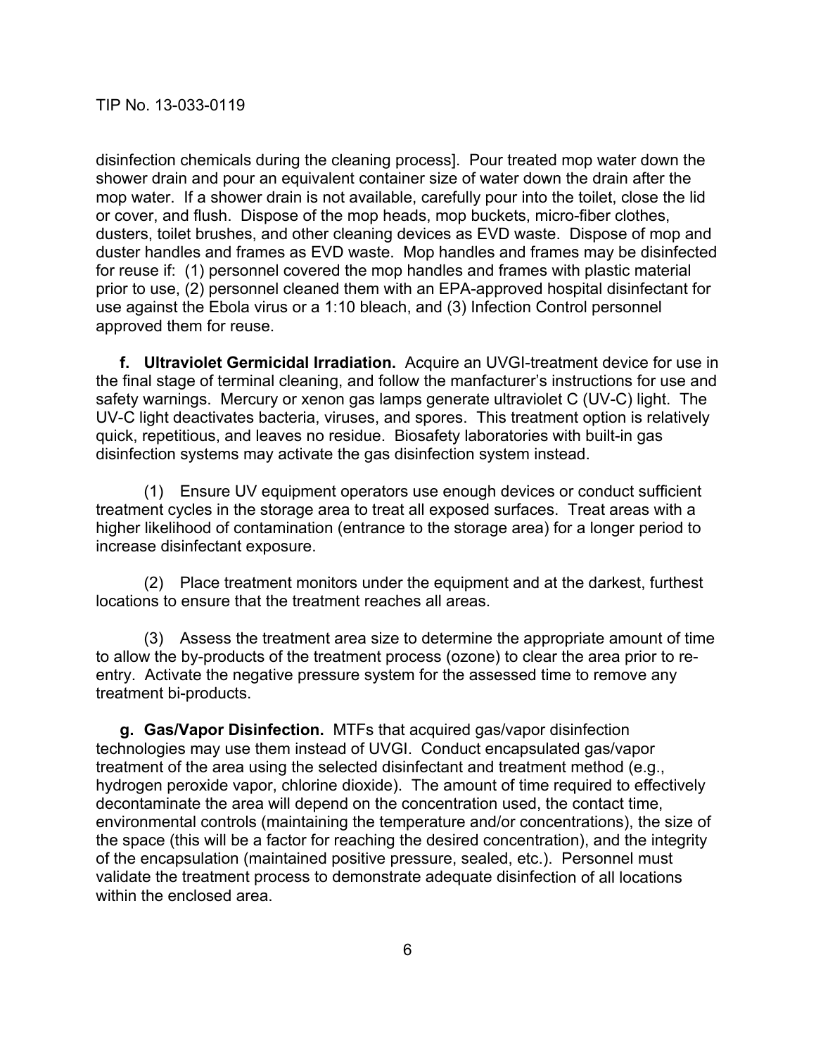disinfection chemicals during the cleaning process]. Pour treated mop water down the shower drain and pour an equivalent container size of water down the drain after the mop water. If a shower drain is not available, carefully pour into the toilet, close the lid or cover, and flush. Dispose of the mop heads, mop buckets, micro-fiber clothes, dusters, toilet brushes, and other cleaning devices as EVD waste. Dispose of mop and duster handles and frames as EVD waste. Mop handles and frames may be disinfected for reuse if: (1) personnel covered the mop handles and frames with plastic material prior to use, (2) personnel cleaned them with an EPA-approved hospital disinfectant for use against the Ebola virus or a 1:10 bleach, and (3) Infection Control personnel approved them for reuse.

**f. Ultraviolet Germicidal Irradiation.** Acquire an UVGI-treatment device for use in the final stage of terminal cleaning, and follow the manfacturer's instructions for use and safety warnings. Mercury or xenon gas lamps generate ultraviolet C (UV-C) light. The UV-C light deactivates bacteria, viruses, and spores. This treatment option is relatively quick, repetitious, and leaves no residue. Biosafety laboratories with built-in gas disinfection systems may activate the gas disinfection system instead.

(1) Ensure UV equipment operators use enough devices or conduct sufficient treatment cycles in the storage area to treat all exposed surfaces. Treat areas with a higher likelihood of contamination (entrance to the storage area) for a longer period to increase disinfectant exposure.

(2) Place treatment monitors under the equipment and at the darkest, furthest locations to ensure that the treatment reaches all areas.

(3) Assess the treatment area size to determine the appropriate amount of time to allow the by-products of the treatment process (ozone) to clear the area prior to re-entry. Activate the negative pressure system for the assessed time to remove any treatment bi-products.

**g. Gas/Vapor Disinfection.** MTFs that acquired gas/vapor disinfection technologies may use them instead of UVGI. Conduct encapsulated gas/vapor treatment of the area using the selected disinfectant and treatment method (e.g., hydrogen peroxide vapor, chlorine dioxide). The amount of time required to effectively decontaminate the area will depend on the concentration used, the contact time, environmental controls (maintaining the temperature and/or concentrations), the size of the space (this will be a factor for reaching the desired concentration), and the integrity of the encapsulation (maintained positive pressure, sealed, etc.). Personnel must validate the treatment process to demonstrate adequate disinfection of all locations within the enclosed area.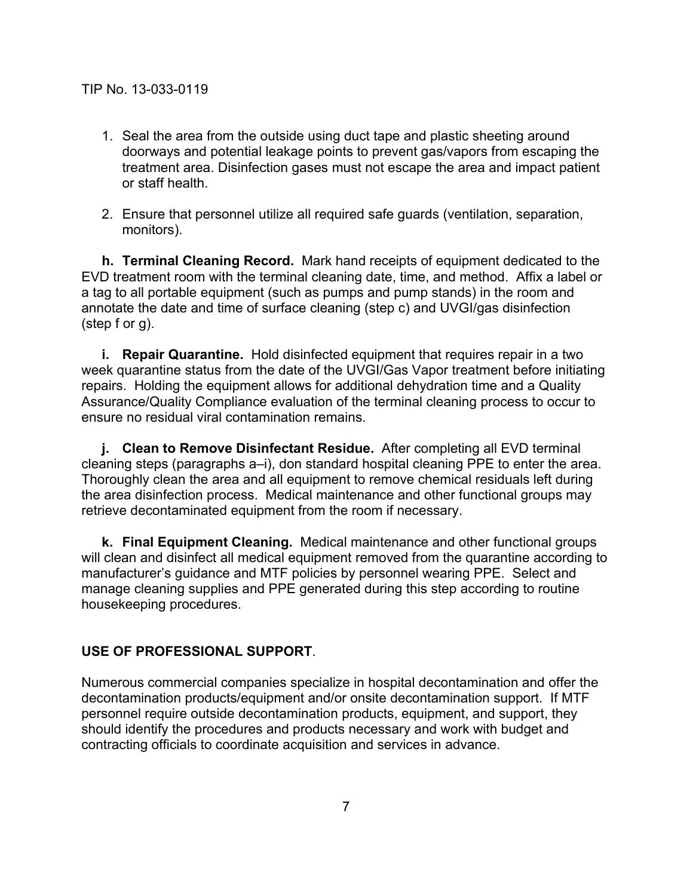1. Seal the area from the outside using duct tape and plastic sheeting around doorways and potential leakage points to prevent gas/vapors from escaping the treatment area. Disinfection gases must not escape the area and impact patient or staff health.

2. Ensure that personnel utilize all required safe guards (ventilation, separation, monitors).

**h. Terminal Cleaning Record.** Mark hand receipts of equipment dedicated to the EVD treatment room with the terminal cleaning date, time, and method. Affix a label or a tag to all portable equipment (such as pumps and pump stands) in the room and annotate the date and time of surface cleaning (step c) and UVGI/gas disinfection (step f or g).

**i. Repair Quarantine.** Hold disinfected equipment that requires repair in a two week quarantine status from the date of the UVGI/Gas Vapor treatment before initiating repairs. Holding the equipment allows for additional dehydration time and a Quality Assurance/Quality Compliance evaluation of the terminal cleaning process to occur to ensure no residual viral contamination remains.

**j. Clean to Remove Disinfectant Residue.** After completing all EVD terminal cleaning steps (paragraphs a–i), don standard hospital cleaning PPE to enter the area. Thoroughly clean the area and all equipment to remove chemical residuals left during the area disinfection process. Medical maintenance and other functional groups may retrieve decontaminated equipment from the room if necessary.

**k. Final Equipment Cleaning.** Medical maintenance and other functional groups will clean and disinfect all medical equipment removed from the quarantine according to manufacturer's guidance and MTF policies by personnel wearing PPE. Select and manage cleaning supplies and PPE generated during this step according to routine housekeeping procedures.

## USE OF PROFESSIONAL SUPPORT.

Numerous commercial companies specialize in hospital decontamination and offer the decontamination products/equipment and/or onsite decontamination support. If MTF personnel require outside decontamination products, equipment, and support, they should identify the procedures and products necessary and work with budget and contracting officials to coordinate acquisition and services in advance.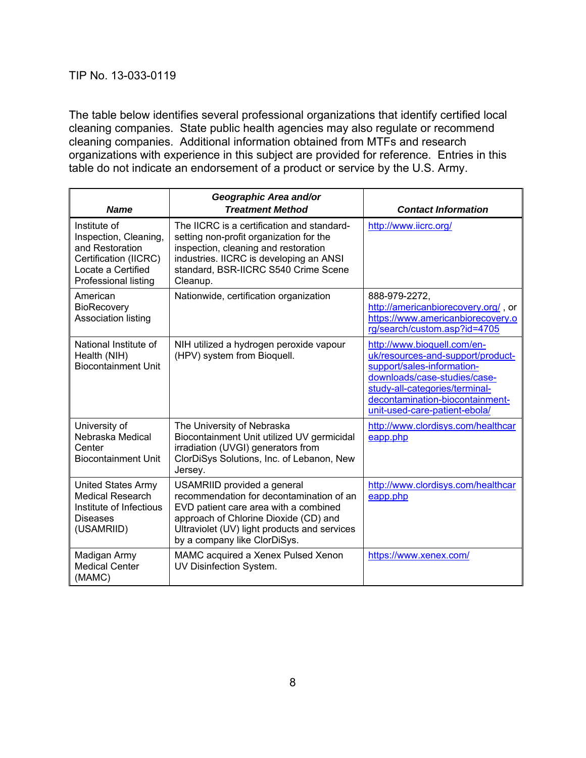TIP No. 13-033-0119

The table below identifies several professional organizations that identify certified local cleaning companies. State public health agencies may also regulate or recommend cleaning companies. Additional information obtained from MTFs and research organizations with experience in this subject are provided for reference. Entries in this table do not indicate an endorsement of a product or service by the U.S. Army.

| ***Name*** | ***Geographic Area and/or Treatment Method*** | ***Contact Information*** |
|---|---|---|
| Institute of Inspection, Cleaning, and Restoration Certification (IICRC) Locate a Certified Professional listing | The IICRC is a certification and standard-setting non-profit organization for the inspection, cleaning and restoration industries. IICRC is developing an ANSI standard, BSR-IICRC S540 Crime Scene Cleanup. | http://www.iicrc.org/ |
| American BioRecovery Association listing | Nationwide, certification organization | 888-979-2272, http://americanbiorecovery.org/ , or https://www.americanbiorecovery.org/search/custom.asp?id=4705 |
| National Institute of Health (NIH) Biocontainment Unit | NIH utilized a hydrogen peroxide vapour (HPV) system from Bioquell. | http://www.bioquell.com/en-uk/resources-and-support/product-support/sales-information-downloads/case-studies/case-study-all-categories/terminal-decontamination-biocontainment-unit-used-care-patient-ebola/ |
| University of Nebraska Medical Center Biocontainment Unit | The University of Nebraska Biocontainment Unit utilized UV germicidal irradiation (UVGI) generators from ClorDiSys Solutions, Inc. of Lebanon, New Jersey. | http://www.clordisys.com/healthcareapp.php |
| United States Army Medical Research Institute of Infectious Diseases (USAMRIID) | USAMRIID provided a general recommendation for decontamination of an EVD patient care area with a combined approach of Chlorine Dioxide (CD) and Ultraviolet (UV) light products and services by a company like ClorDiSys. | http://www.clordisys.com/healthcareapp.php |
| Madigan Army Medical Center (MAMC) | MAMC acquired a Xenex Pulsed Xenon UV Disinfection System. | https://www.xenex.com/ |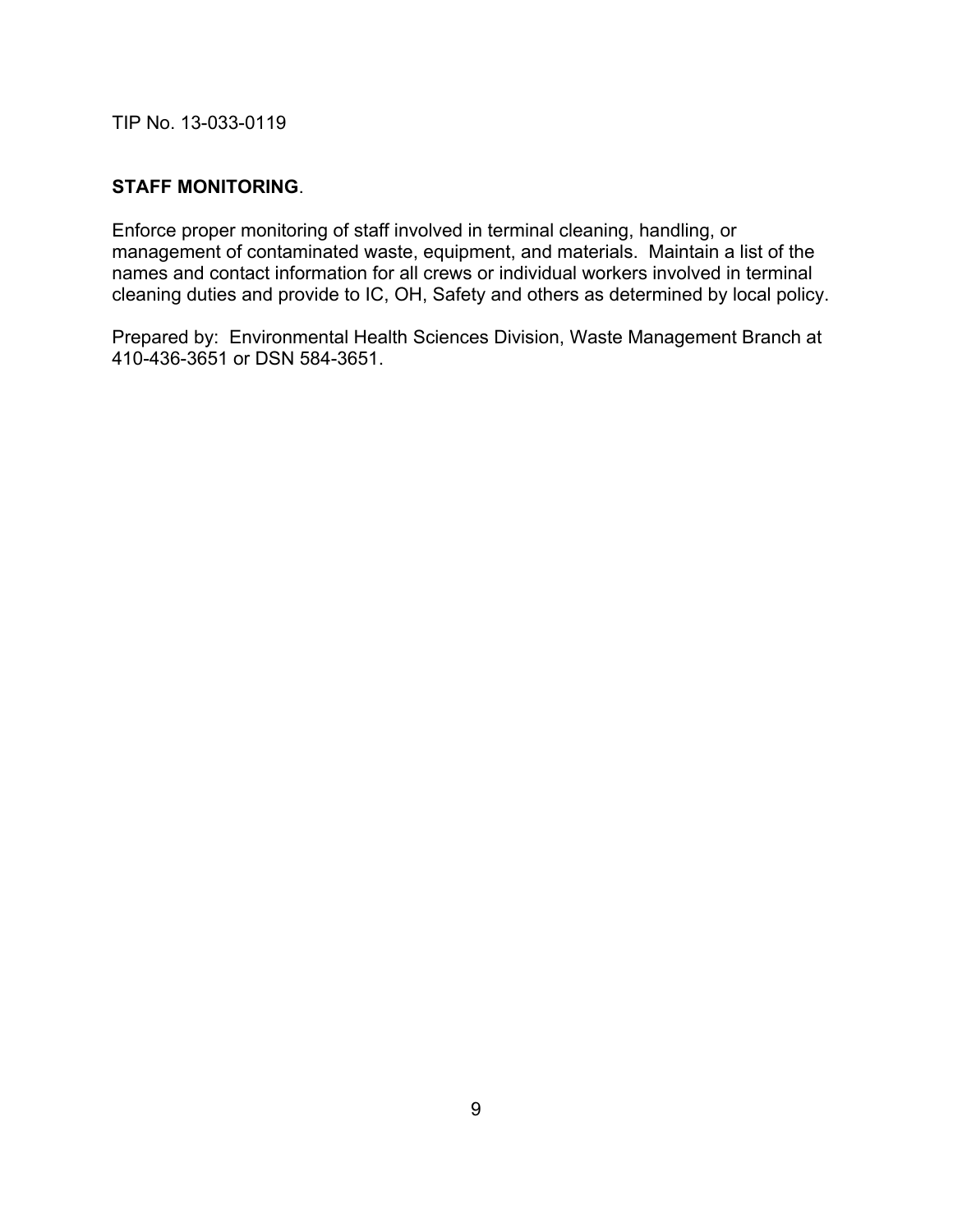**STAFF MONITORING**.

Enforce proper monitoring of staff involved in terminal cleaning, handling, or management of contaminated waste, equipment, and materials. Maintain a list of the names and contact information for all crews or individual workers involved in terminal cleaning duties and provide to IC, OH, Safety and others as determined by local policy.

Prepared by: Environmental Health Sciences Division, Waste Management Branch at 410-436-3651 or DSN 584-3651.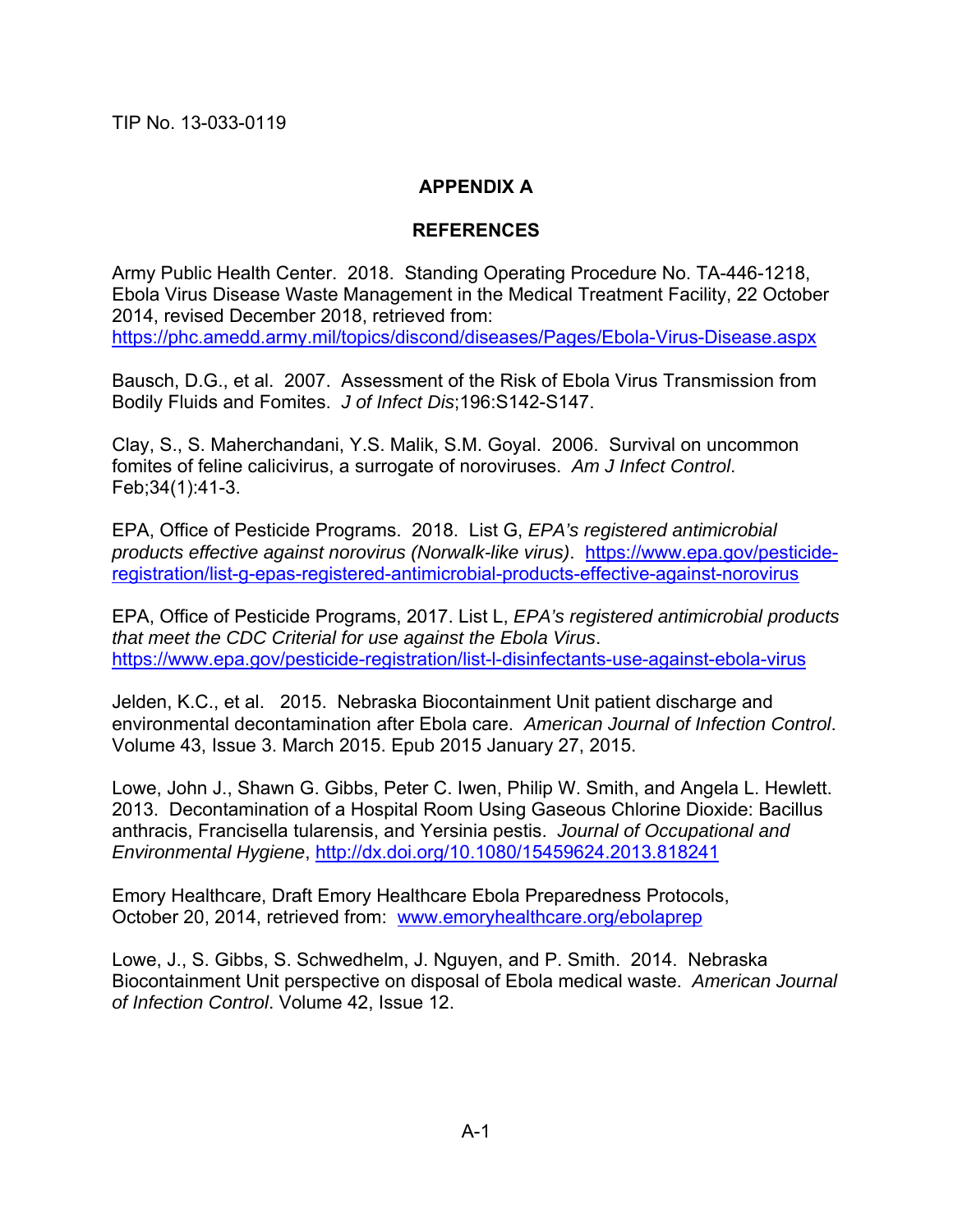TIP No. 13-033-0119

# APPENDIX A

## REFERENCES

Army Public Health Center. 2018. Standing Operating Procedure No. TA-446-1218, Ebola Virus Disease Waste Management in the Medical Treatment Facility, 22 October 2014, revised December 2018, retrieved from: https://phc.amedd.army.mil/topics/discond/diseases/Pages/Ebola-Virus-Disease.aspx

Bausch, D.G., et al. 2007. Assessment of the Risk of Ebola Virus Transmission from Bodily Fluids and Fomites. *J of Infect Dis*;196:S142-S147.

Clay, S., S. Maherchandani, Y.S. Malik, S.M. Goyal. 2006. Survival on uncommon fomites of feline calicivirus, a surrogate of noroviruses. *Am J Infect Control*. Feb;34(1):41-3.

EPA, Office of Pesticide Programs. 2018. List G, *EPA's registered antimicrobial products effective against norovirus (Norwalk-like virus)*. https://www.epa.gov/pesticide-registration/list-g-epas-registered-antimicrobial-products-effective-against-norovirus

EPA, Office of Pesticide Programs, 2017. List L, *EPA's registered antimicrobial products that meet the CDC Criterial for use against the Ebola Virus*. https://www.epa.gov/pesticide-registration/list-l-disinfectants-use-against-ebola-virus

Jelden, K.C., et al. 2015. Nebraska Biocontainment Unit patient discharge and environmental decontamination after Ebola care. *American Journal of Infection Control*. Volume 43, Issue 3. March 2015. Epub 2015 January 27, 2015.

Lowe, John J., Shawn G. Gibbs, Peter C. Iwen, Philip W. Smith, and Angela L. Hewlett. 2013. Decontamination of a Hospital Room Using Gaseous Chlorine Dioxide: Bacillus anthracis, Francisella tularensis, and Yersinia pestis. *Journal of Occupational and Environmental Hygiene*, http://dx.doi.org/10.1080/15459624.2013.818241

Emory Healthcare, Draft Emory Healthcare Ebola Preparedness Protocols, October 20, 2014, retrieved from: www.emoryhealthcare.org/ebolaprep

Lowe, J., S. Gibbs, S. Schwedhelm, J. Nguyen, and P. Smith. 2014. Nebraska Biocontainment Unit perspective on disposal of Ebola medical waste. *American Journal of Infection Control*. Volume 42, Issue 12.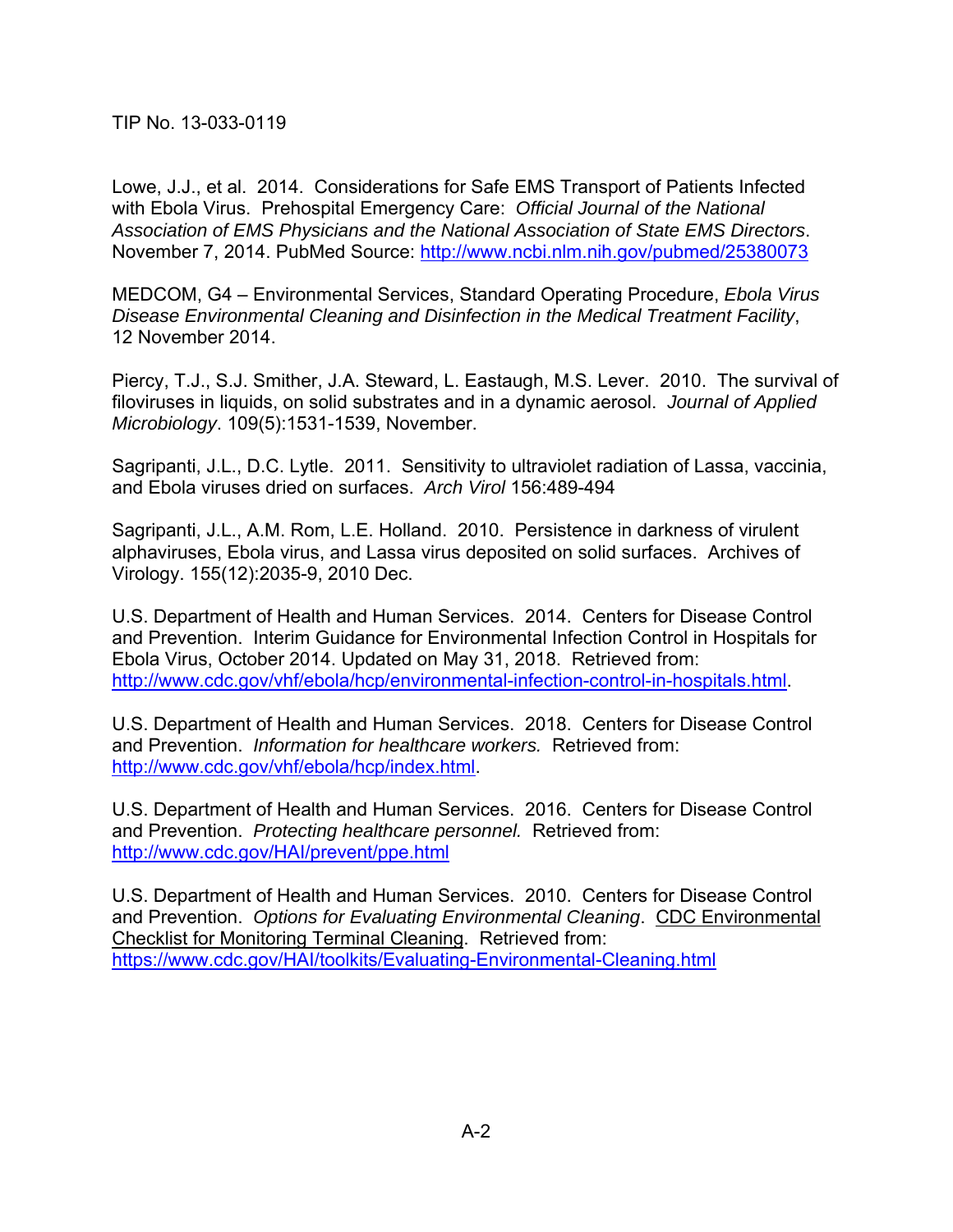Lowe, J.J., et al. 2014. Considerations for Safe EMS Transport of Patients Infected with Ebola Virus. Prehospital Emergency Care: *Official Journal of the National Association of EMS Physicians and the National Association of State EMS Directors*. November 7, 2014. PubMed Source: http://www.ncbi.nlm.nih.gov/pubmed/25380073

MEDCOM, G4 – Environmental Services, Standard Operating Procedure, *Ebola Virus Disease Environmental Cleaning and Disinfection in the Medical Treatment Facility*, 12 November 2014.

Piercy, T.J., S.J. Smither, J.A. Steward, L. Eastaugh, M.S. Lever. 2010. The survival of filoviruses in liquids, on solid substrates and in a dynamic aerosol. *Journal of Applied Microbiology*. 109(5):1531-1539, November.

Sagripanti, J.L., D.C. Lytle. 2011. Sensitivity to ultraviolet radiation of Lassa, vaccinia, and Ebola viruses dried on surfaces. *Arch Virol* 156:489-494

Sagripanti, J.L., A.M. Rom, L.E. Holland. 2010. Persistence in darkness of virulent alphaviruses, Ebola virus, and Lassa virus deposited on solid surfaces. Archives of Virology. 155(12):2035-9, 2010 Dec.

U.S. Department of Health and Human Services. 2014. Centers for Disease Control and Prevention. Interim Guidance for Environmental Infection Control in Hospitals for Ebola Virus, October 2014. Updated on May 31, 2018. Retrieved from: http://www.cdc.gov/vhf/ebola/hcp/environmental-infection-control-in-hospitals.html.

U.S. Department of Health and Human Services. 2018. Centers for Disease Control and Prevention. *Information for healthcare workers.* Retrieved from: http://www.cdc.gov/vhf/ebola/hcp/index.html.

U.S. Department of Health and Human Services. 2016. Centers for Disease Control and Prevention. *Protecting healthcare personnel.* Retrieved from: http://www.cdc.gov/HAI/prevent/ppe.html

U.S. Department of Health and Human Services. 2010. Centers for Disease Control and Prevention. *Options for Evaluating Environmental Cleaning*. CDC Environmental Checklist for Monitoring Terminal Cleaning. Retrieved from: https://www.cdc.gov/HAI/toolkits/Evaluating-Environmental-Cleaning.html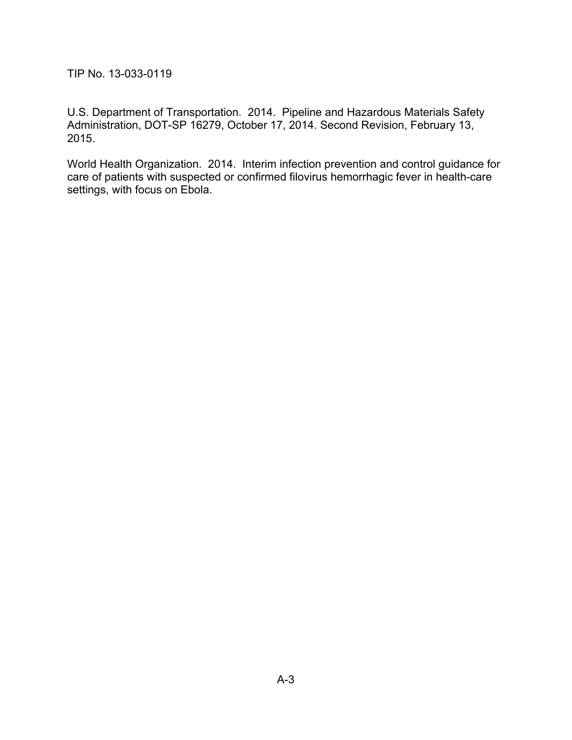TIP No. 13-033-0119

U.S. Department of Transportation. 2014. Pipeline and Hazardous Materials Safety Administration, DOT-SP 16279, October 17, 2014. Second Revision, February 13, 2015.

World Health Organization. 2014. Interim infection prevention and control guidance for care of patients with suspected or confirmed filovirus hemorrhagic fever in health-care settings, with focus on Ebola.